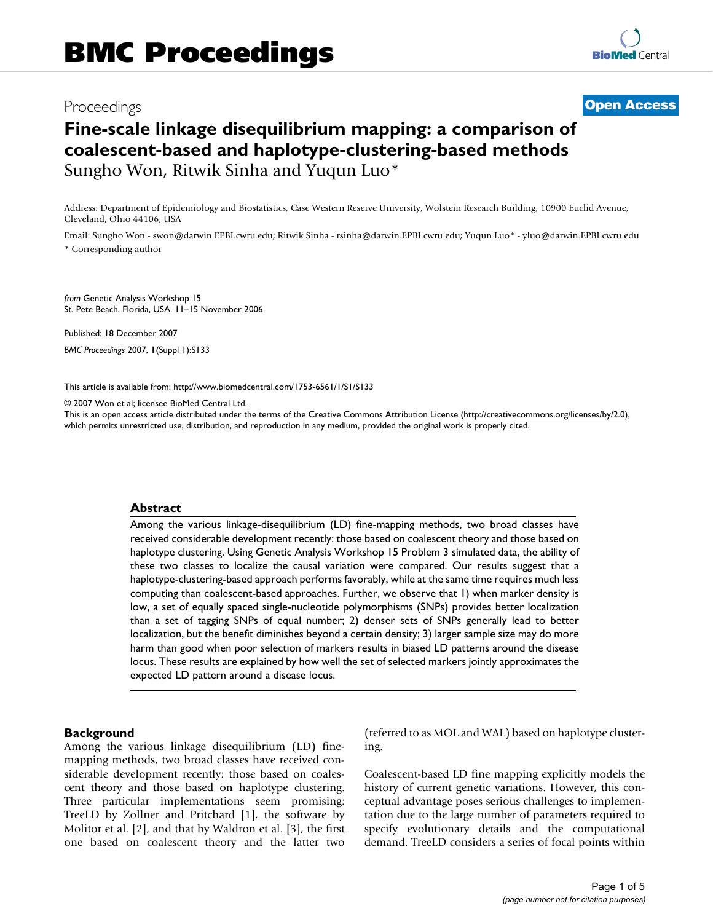# BMC Proceedings

Proceedings

**Open Access**

# Fine-scale linkage disequilibrium mapping: a comparison of coalescent-based and haplotype-clustering-based methods

Sungho Won, Ritwik Sinha and Yuqun Luo*

Address: Department of Epidemiology and Biostatistics, Case Western Reserve University, Wolstein Research Building, 10900 Euclid Avenue, Cleveland, Ohio 44106, USA

Email: Sungho Won - swon@darwin.EPBI.cwru.edu; Ritwik Sinha - rsinha@darwin.EPBI.cwru.edu; Yuqun Luo* - yluo@darwin.EPBI.cwru.edu

* Corresponding author

*from* Genetic Analysis Workshop 15
St. Pete Beach, Florida, USA. 11–15 November 2006

Published: 18 December 2007

*BMC Proceedings* 2007, **1**(Suppl 1):S133

This article is available from: http://www.biomedcentral.com/1753-6561/1/S1/S133

© 2007 Won et al; licensee BioMed Central Ltd.
This is an open access article distributed under the terms of the Creative Commons Attribution License (http://creativecommons.org/licenses/by/2.0), which permits unrestricted use, distribution, and reproduction in any medium, provided the original work is properly cited.

## Abstract

Among the various linkage-disequilibrium (LD) fine-mapping methods, two broad classes have received considerable development recently: those based on coalescent theory and those based on haplotype clustering. Using Genetic Analysis Workshop 15 Problem 3 simulated data, the ability of these two classes to localize the causal variation were compared. Our results suggest that a haplotype-clustering-based approach performs favorably, while at the same time requires much less computing than coalescent-based approaches. Further, we observe that 1) when marker density is low, a set of equally spaced single-nucleotide polymorphisms (SNPs) provides better localization than a set of tagging SNPs of equal number; 2) denser sets of SNPs generally lead to better localization, but the benefit diminishes beyond a certain density; 3) larger sample size may do more harm than good when poor selection of markers results in biased LD patterns around the disease locus. These results are explained by how well the set of selected markers jointly approximates the expected LD pattern around a disease locus.

## Background

Among the various linkage disequilibrium (LD) fine-mapping methods, two broad classes have received considerable development recently: those based on coalescent theory and those based on haplotype clustering. Three particular implementations seem promising: TreeLD by Zollner and Pritchard [1], the software by Molitor et al. [2], and that by Waldron et al. [3], the first one based on coalescent theory and the latter two (referred to as MOL and WAL) based on haplotype clustering.

Coalescent-based LD fine mapping explicitly models the history of current genetic variations. However, this conceptual advantage poses serious challenges to implementation due to the large number of parameters required to specify evolutionary details and the computational demand. TreeLD considers a series of focal points within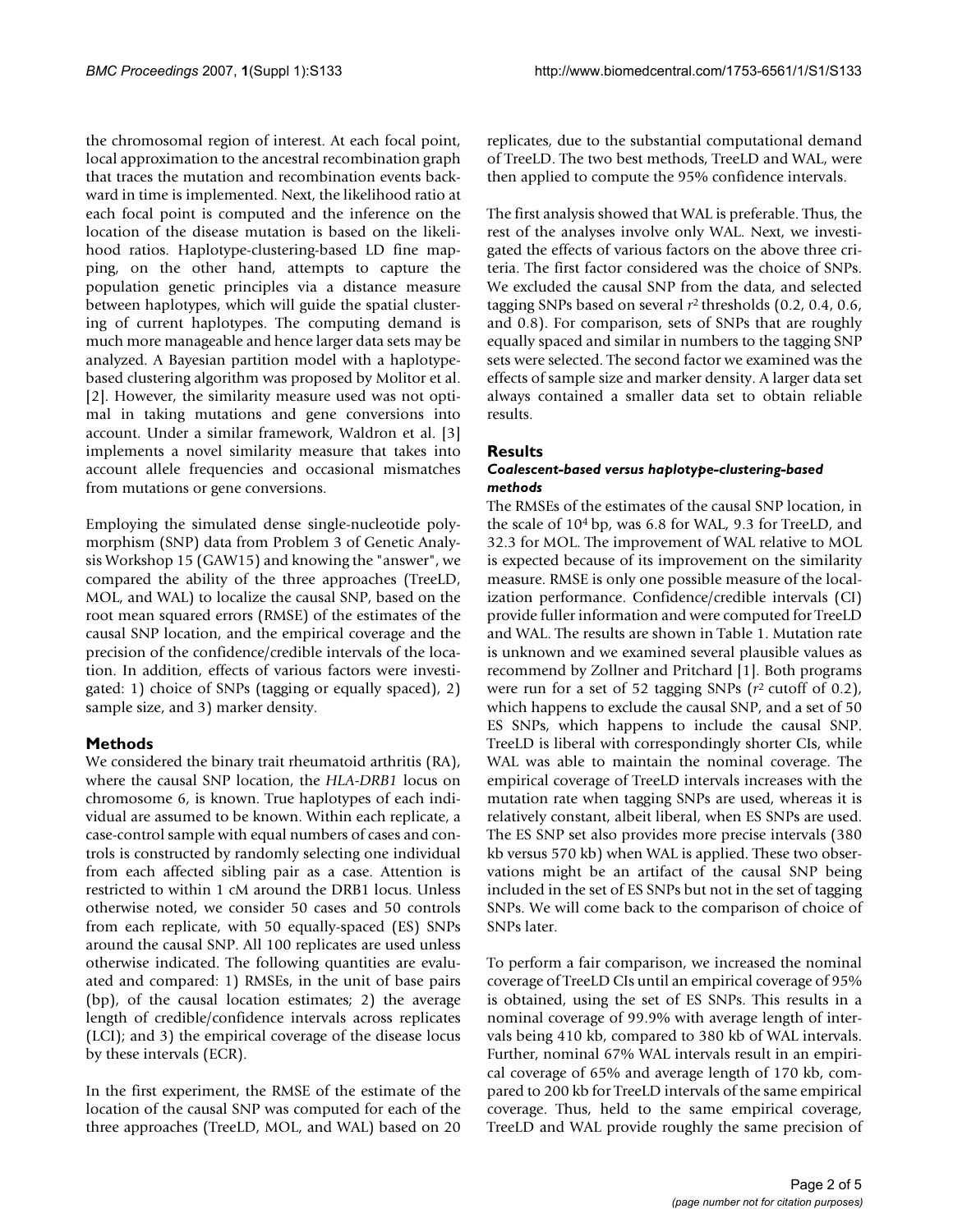the chromosomal region of interest. At each focal point, local approximation to the ancestral recombination graph that traces the mutation and recombination events backward in time is implemented. Next, the likelihood ratio at each focal point is computed and the inference on the location of the disease mutation is based on the likelihood ratios. Haplotype-clustering-based LD fine mapping, on the other hand, attempts to capture the population genetic principles via a distance measure between haplotypes, which will guide the spatial clustering of current haplotypes. The computing demand is much more manageable and hence larger data sets may be analyzed. A Bayesian partition model with a haplotype-based clustering algorithm was proposed by Molitor et al. [2]. However, the similarity measure used was not optimal in taking mutations and gene conversions into account. Under a similar framework, Waldron et al. [3] implements a novel similarity measure that takes into account allele frequencies and occasional mismatches from mutations or gene conversions.

Employing the simulated dense single-nucleotide polymorphism (SNP) data from Problem 3 of Genetic Analysis Workshop 15 (GAW15) and knowing the "answer", we compared the ability of the three approaches (TreeLD, MOL, and WAL) to localize the causal SNP, based on the root mean squared errors (RMSE) of the estimates of the causal SNP location, and the empirical coverage and the precision of the confidence/credible intervals of the location. In addition, effects of various factors were investigated: 1) choice of SNPs (tagging or equally spaced), 2) sample size, and 3) marker density.

## Methods

We considered the binary trait rheumatoid arthritis (RA), where the causal SNP location, the *HLA-DRB1* locus on chromosome 6, is known. True haplotypes of each individual are assumed to be known. Within each replicate, a case-control sample with equal numbers of cases and controls is constructed by randomly selecting one individual from each affected sibling pair as a case. Attention is restricted to within 1 cM around the DRB1 locus. Unless otherwise noted, we consider 50 cases and 50 controls from each replicate, with 50 equally-spaced (ES) SNPs around the causal SNP. All 100 replicates are used unless otherwise indicated. The following quantities are evaluated and compared: 1) RMSEs, in the unit of base pairs (bp), of the causal location estimates; 2) the average length of credible/confidence intervals across replicates (LCI); and 3) the empirical coverage of the disease locus by these intervals (ECR).

In the first experiment, the RMSE of the estimate of the location of the causal SNP was computed for each of the three approaches (TreeLD, MOL, and WAL) based on 20 replicates, due to the substantial computational demand of TreeLD. The two best methods, TreeLD and WAL, were then applied to compute the 95% confidence intervals.

The first analysis showed that WAL is preferable. Thus, the rest of the analyses involve only WAL. Next, we investigated the effects of various factors on the above three criteria. The first factor considered was the choice of SNPs. We excluded the causal SNP from the data, and selected tagging SNPs based on several $r^2$ thresholds (0.2, 0.4, 0.6, and 0.8). For comparison, sets of SNPs that are roughly equally spaced and similar in numbers to the tagging SNP sets were selected. The second factor we examined was the effects of sample size and marker density. A larger data set always contained a smaller data set to obtain reliable results.

## Results

### *Coalescent-based versus haplotype-clustering-based methods*

The RMSEs of the estimates of the causal SNP location, in the scale of $10^4$ bp, was 6.8 for WAL, 9.3 for TreeLD, and 32.3 for MOL. The improvement of WAL relative to MOL is expected because of its improvement on the similarity measure. RMSE is only one possible measure of the localization performance. Confidence/credible intervals (CI) provide fuller information and were computed for TreeLD and WAL. The results are shown in Table 1. Mutation rate is unknown and we examined several plausible values as recommend by Zollner and Pritchard [1]. Both programs were run for a set of 52 tagging SNPs ($r^2$ cutoff of 0.2), which happens to exclude the causal SNP, and a set of 50 ES SNPs, which happens to include the causal SNP. TreeLD is liberal with correspondingly shorter CIs, while WAL was able to maintain the nominal coverage. The empirical coverage of TreeLD intervals increases with the mutation rate when tagging SNPs are used, whereas it is relatively constant, albeit liberal, when ES SNPs are used. The ES SNP set also provides more precise intervals (380 kb versus 570 kb) when WAL is applied. These two observations might be an artifact of the causal SNP being included in the set of ES SNPs but not in the set of tagging SNPs. We will come back to the comparison of choice of SNPs later.

To perform a fair comparison, we increased the nominal coverage of TreeLD CIs until an empirical coverage of 95% is obtained, using the set of ES SNPs. This results in a nominal coverage of 99.9% with average length of intervals being 410 kb, compared to 380 kb of WAL intervals. Further, nominal 67% WAL intervals result in an empirical coverage of 65% and average length of 170 kb, compared to 200 kb for TreeLD intervals of the same empirical coverage. Thus, held to the same empirical coverage, TreeLD and WAL provide roughly the same precision of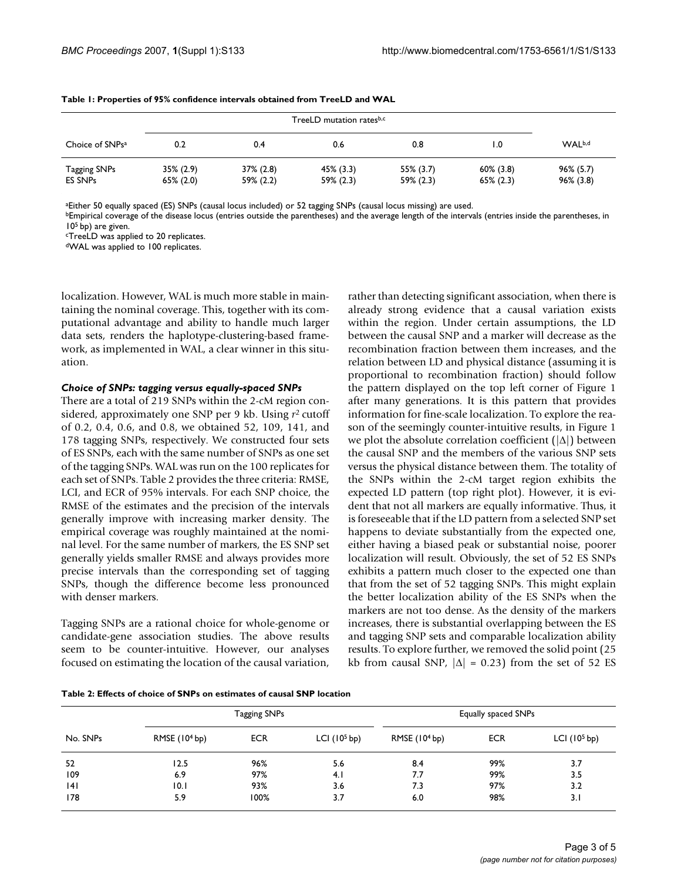**Table 1: Properties of 95% confidence intervals obtained from TreeLD and WAL**

| | TreeLD mutation rates[b,c] | | | | | |
|---|---|---|---|---|---|---|
| Choice of SNPs[a] | 0.2 | 0.4 | 0.6 | 0.8 | 1.0 | WAL[b,d] |
| Tagging SNPs | 35% (2.9) | 37% (2.8) | 45% (3.3) | 55% (3.7) | 60% (3.8) | 96% (5.7) |
| ES SNPs | 65% (2.0) | 59% (2.2) | 59% (2.3) | 59% (2.3) | 65% (2.3) | 96% (3.8) |

[a]Either 50 equally spaced (ES) SNPs (causal locus included) or 52 tagging SNPs (causal locus missing) are used.
[b]Empirical coverage of the disease locus (entries outside the parentheses) and the average length of the intervals (entries inside the parentheses, in $10^5$ bp) are given.
[c]TreeLD was applied to 20 replicates.
[d]WAL was applied to 100 replicates.

localization. However, WAL is much more stable in maintaining the nominal coverage. This, together with its computational advantage and ability to handle much larger data sets, renders the haplotype-clustering-based framework, as implemented in WAL, a clear winner in this situation.

### *Choice of SNPs: tagging versus equally-spaced SNPs*

There are a total of 219 SNPs within the 2-cM region considered, approximately one SNP per 9 kb. Using $r^2$ cutoff of 0.2, 0.4, 0.6, and 0.8, we obtained 52, 109, 141, and 178 tagging SNPs, respectively. We constructed four sets of ES SNPs, each with the same number of SNPs as one set of the tagging SNPs. WAL was run on the 100 replicates for each set of SNPs. Table 2 provides the three criteria: RMSE, LCI, and ECR of 95% intervals. For each SNP choice, the RMSE of the estimates and the precision of the intervals generally improve with increasing marker density. The empirical coverage was roughly maintained at the nominal level. For the same number of markers, the ES SNP set generally yields smaller RMSE and always provides more precise intervals than the corresponding set of tagging SNPs, though the difference become less pronounced with denser markers.

Tagging SNPs are a rational choice for whole-genome or candidate-gene association studies. The above results seem to be counter-intuitive. However, our analyses focused on estimating the location of the causal variation, rather than detecting significant association, when there is already strong evidence that a causal variation exists within the region. Under certain assumptions, the LD between the causal SNP and a marker will decrease as the recombination fraction between them increases, and the relation between LD and physical distance (assuming it is proportional to recombination fraction) should follow the pattern displayed on the top left corner of Figure 1 after many generations. It is this pattern that provides information for fine-scale localization. To explore the reason of the seemingly counter-intuitive results, in Figure 1 we plot the absolute correlation coefficient ($|\Delta|$) between the causal SNP and the members of the various SNP sets versus the physical distance between them. The totality of the SNPs within the 2-cM target region exhibits the expected LD pattern (top right plot). However, it is evident that not all markers are equally informative. Thus, it is foreseeable that if the LD pattern from a selected SNP set happens to deviate substantially from the expected one, either having a biased peak or substantial noise, poorer localization will result. Obviously, the set of 52 ES SNPs exhibits a pattern much closer to the expected one than that from the set of 52 tagging SNPs. This might explain the better localization ability of the ES SNPs when the markers are not too dense. As the density of the markers increases, there is substantial overlapping between the ES and tagging SNP sets and comparable localization ability results. To explore further, we removed the solid point (25 kb from causal SNP, $|\Delta| = 0.23$) from the set of 52 ES

**Table 2: Effects of choice of SNPs on estimates of causal SNP location**

| | Tagging SNPs | | | Equally spaced SNPs | | |
|---|---|---|---|---|---|---|
| No. SNPs | RMSE ($10^4$ bp) | ECR | LCI ($10^5$ bp) | RMSE ($10^4$ bp) | ECR | LCI ($10^5$ bp) |
| 52 | 12.5 | 96% | 5.6 | 8.4 | 99% | 3.7 |
| 109 | 6.9 | 97% | 4.1 | 7.7 | 99% | 3.5 |
| 141 | 10.1 | 93% | 3.6 | 7.3 | 97% | 3.2 |
| 178 | 5.9 | 100% | 3.7 | 6.0 | 98% | 3.1 |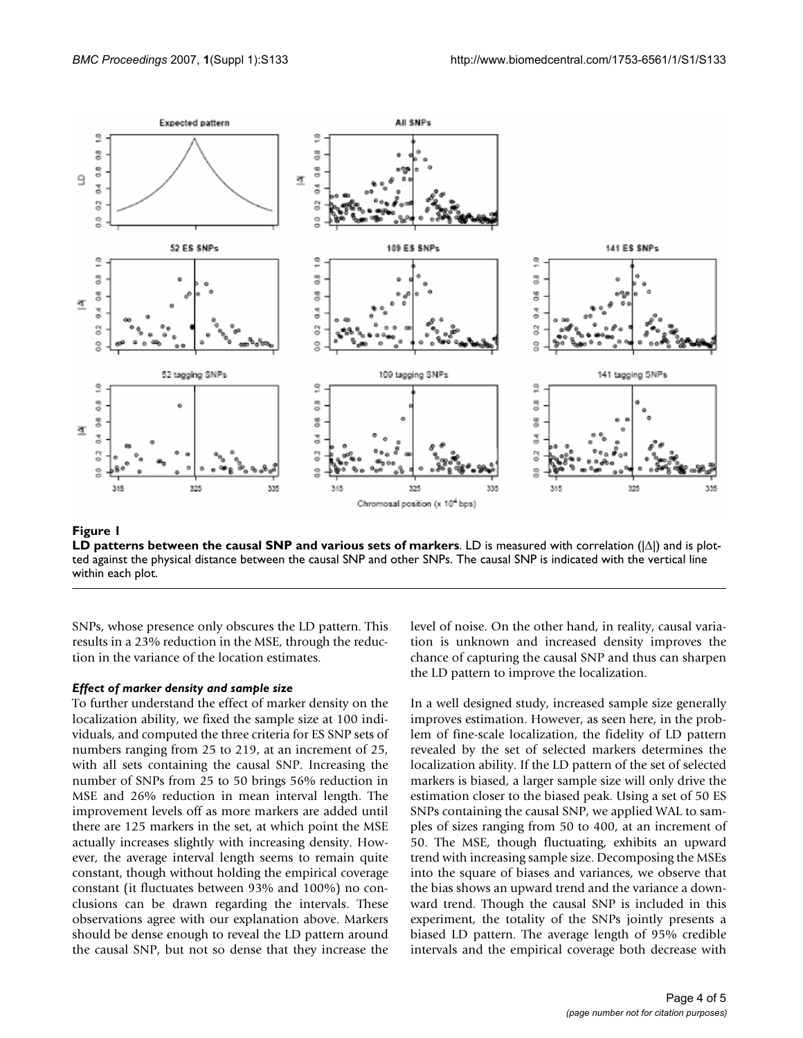**Figure 1**

**LD patterns between the causal SNP and various sets of markers**. LD is measured with correlation (|Δ|) and is plotted against the physical distance between the causal SNP and other SNPs. The causal SNP is indicated with the vertical line within each plot.

SNPs, whose presence only obscures the LD pattern. This results in a 23% reduction in the MSE, through the reduction in the variance of the location estimates.

### *Effect of marker density and sample size*

To further understand the effect of marker density on the localization ability, we fixed the sample size at 100 individuals, and computed the three criteria for ES SNP sets of numbers ranging from 25 to 219, at an increment of 25, with all sets containing the causal SNP. Increasing the number of SNPs from 25 to 50 brings 56% reduction in MSE and 26% reduction in mean interval length. The improvement levels off as more markers are added until there are 125 markers in the set, at which point the MSE actually increases slightly with increasing density. However, the average interval length seems to remain quite constant, though without holding the empirical coverage constant (it fluctuates between 93% and 100%) no conclusions can be drawn regarding the intervals. These observations agree with our explanation above. Markers should be dense enough to reveal the LD pattern around the causal SNP, but not so dense that they increase the level of noise. On the other hand, in reality, causal variation is unknown and increased density improves the chance of capturing the causal SNP and thus can sharpen the LD pattern to improve the localization.

In a well designed study, increased sample size generally improves estimation. However, as seen here, in the problem of fine-scale localization, the fidelity of LD pattern revealed by the set of selected markers determines the localization ability. If the LD pattern of the set of selected markers is biased, a larger sample size will only drive the estimation closer to the biased peak. Using a set of 50 ES SNPs containing the causal SNP, we applied WAL to samples of sizes ranging from 50 to 400, at an increment of 50. The MSE, though fluctuating, exhibits an upward trend with increasing sample size. Decomposing the MSEs into the square of biases and variances, we observe that the bias shows an upward trend and the variance a downward trend. Though the causal SNP is included in this experiment, the totality of the SNPs jointly presents a biased LD pattern. The average length of 95% credible intervals and the empirical coverage both decrease with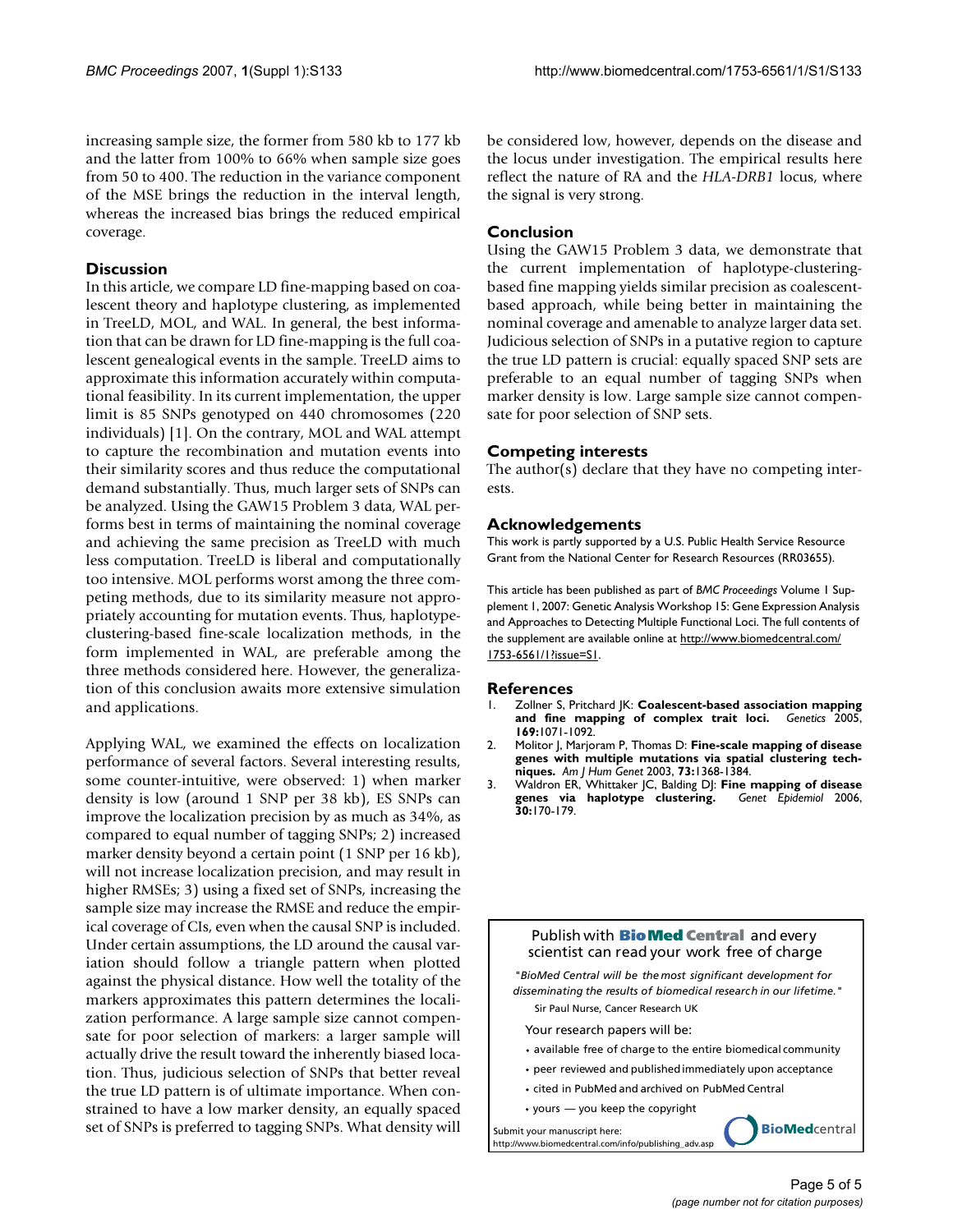increasing sample size, the former from 580 kb to 177 kb and the latter from 100% to 66% when sample size goes from 50 to 400. The reduction in the variance component of the MSE brings the reduction in the interval length, whereas the increased bias brings the reduced empirical coverage.

## Discussion

In this article, we compare LD fine-mapping based on coalescent theory and haplotype clustering, as implemented in TreeLD, MOL, and WAL. In general, the best information that can be drawn for LD fine-mapping is the full coalescent genealogical events in the sample. TreeLD aims to approximate this information accurately within computational feasibility. In its current implementation, the upper limit is 85 SNPs genotyped on 440 chromosomes (220 individuals) [1]. On the contrary, MOL and WAL attempt to capture the recombination and mutation events into their similarity scores and thus reduce the computational demand substantially. Thus, much larger sets of SNPs can be analyzed. Using the GAW15 Problem 3 data, WAL performs best in terms of maintaining the nominal coverage and achieving the same precision as TreeLD with much less computation. TreeLD is liberal and computationally too intensive. MOL performs worst among the three competing methods, due to its similarity measure not appropriately accounting for mutation events. Thus, haplotype-clustering-based fine-scale localization methods, in the form implemented in WAL, are preferable among the three methods considered here. However, the generalization of this conclusion awaits more extensive simulation and applications.

Applying WAL, we examined the effects on localization performance of several factors. Several interesting results, some counter-intuitive, were observed: 1) when marker density is low (around 1 SNP per 38 kb), ES SNPs can improve the localization precision by as much as 34%, as compared to equal number of tagging SNPs; 2) increased marker density beyond a certain point (1 SNP per 16 kb), will not increase localization precision, and may result in higher RMSEs; 3) using a fixed set of SNPs, increasing the sample size may increase the RMSE and reduce the empirical coverage of CIs, even when the causal SNP is included. Under certain assumptions, the LD around the causal variation should follow a triangle pattern when plotted against the physical distance. How well the totality of the markers approximates this pattern determines the localization performance. A large sample size cannot compensate for poor selection of markers: a larger sample will actually drive the result toward the inherently biased location. Thus, judicious selection of SNPs that better reveal the true LD pattern is of ultimate importance. When constrained to have a low marker density, an equally spaced set of SNPs is preferred to tagging SNPs. What density will be considered low, however, depends on the disease and the locus under investigation. The empirical results here reflect the nature of RA and the *HLA-DRB1* locus, where the signal is very strong.

## Conclusion

Using the GAW15 Problem 3 data, we demonstrate that the current implementation of haplotype-clustering-based fine mapping yields similar precision as coalescent-based approach, while being better in maintaining the nominal coverage and amenable to analyze larger data set. Judicious selection of SNPs in a putative region to capture the true LD pattern is crucial: equally spaced SNP sets are preferable to an equal number of tagging SNPs when marker density is low. Large sample size cannot compensate for poor selection of SNP sets.

## Competing interests

The author(s) declare that they have no competing interests.

## Acknowledgements

This work is partly supported by a U.S. Public Health Service Resource Grant from the National Center for Research Resources (RR03655).

This article has been published as part of *BMC Proceedings* Volume 1 Supplement 1, 2007: Genetic Analysis Workshop 15: Gene Expression Analysis and Approaches to Detecting Multiple Functional Loci. The full contents of the supplement are available online at http://www.biomedcentral.com/1753-6561/1?issue=S1.

## References

1. Zollner S, Pritchard JK: **Coalescent-based association mapping and fine mapping of complex trait loci.** *Genetics* 2005, **169:**1071-1092.
2. Molitor J, Marjoram P, Thomas D: **Fine-scale mapping of disease genes with multiple mutations via spatial clustering techniques.** *Am J Hum Genet* 2003, **73:**1368-1384.
3. Waldron ER, Whittaker JC, Balding DJ: **Fine mapping of disease genes via haplotype clustering.** *Genet Epidemiol* 2006, **30:**170-179.